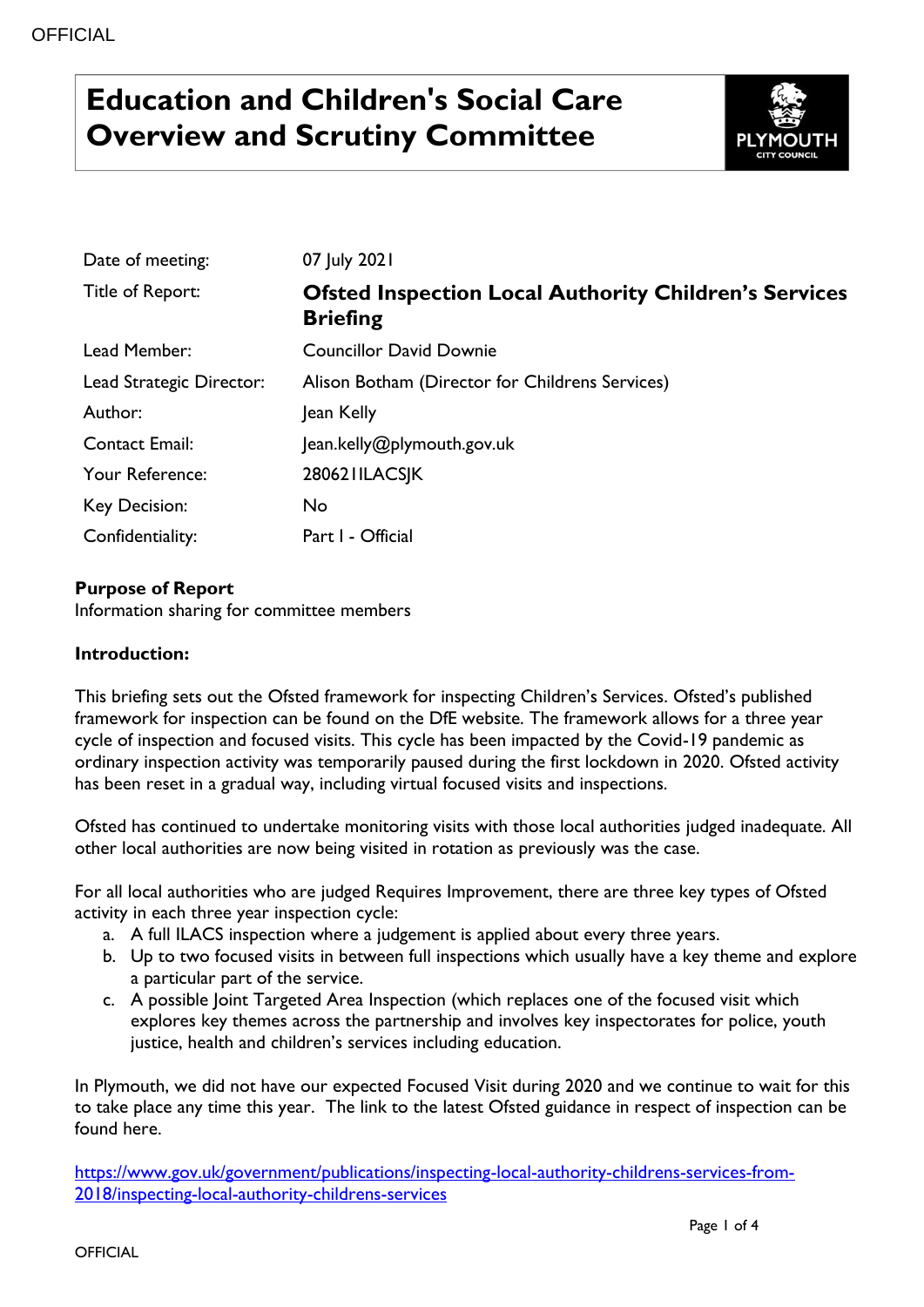# Education and Children's Social Care Overview and Scrutiny Committee

| | |
|---|---|
| Date of meeting: | 07 July 2021 |
| Title of Report: | **Ofsted Inspection Local Authority Children's Services Briefing** |
| Lead Member: | Councillor David Downie |
| Lead Strategic Director: | Alison Botham (Director for Childrens Services) |
| Author: | Jean Kelly |
| Contact Email: | Jean.kelly@plymouth.gov.uk |
| Your Reference: | 280621ILACSJK |
| Key Decision: | No |
| Confidentiality: | Part I - Official |

**Purpose of Report**
Information sharing for committee members

**Introduction:**

This briefing sets out the Ofsted framework for inspecting Children's Services. Ofsted's published framework for inspection can be found on the DfE website. The framework allows for a three year cycle of inspection and focused visits. This cycle has been impacted by the Covid-19 pandemic as ordinary inspection activity was temporarily paused during the first lockdown in 2020. Ofsted activity has been reset in a gradual way, including virtual focused visits and inspections.

Ofsted has continued to undertake monitoring visits with those local authorities judged inadequate. All other local authorities are now being visited in rotation as previously was the case.

For all local authorities who are judged Requires Improvement, there are three key types of Ofsted activity in each three year inspection cycle:

a. A full ILACS inspection where a judgement is applied about every three years.
b. Up to two focused visits in between full inspections which usually have a key theme and explore a particular part of the service.
c. A possible Joint Targeted Area Inspection (which replaces one of the focused visit which explores key themes across the partnership and involves key inspectorates for police, youth justice, health and children's services including education.

In Plymouth, we did not have our expected Focused Visit during 2020 and we continue to wait for this to take place any time this year. The link to the latest Ofsted guidance in respect of inspection can be found here.

[https://www.gov.uk/government/publications/inspecting-local-authority-childrens-services-from-2018/inspecting-local-authority-childrens-services](https://www.gov.uk/government/publications/inspecting-local-authority-childrens-services-from-2018/inspecting-local-authority-childrens-services)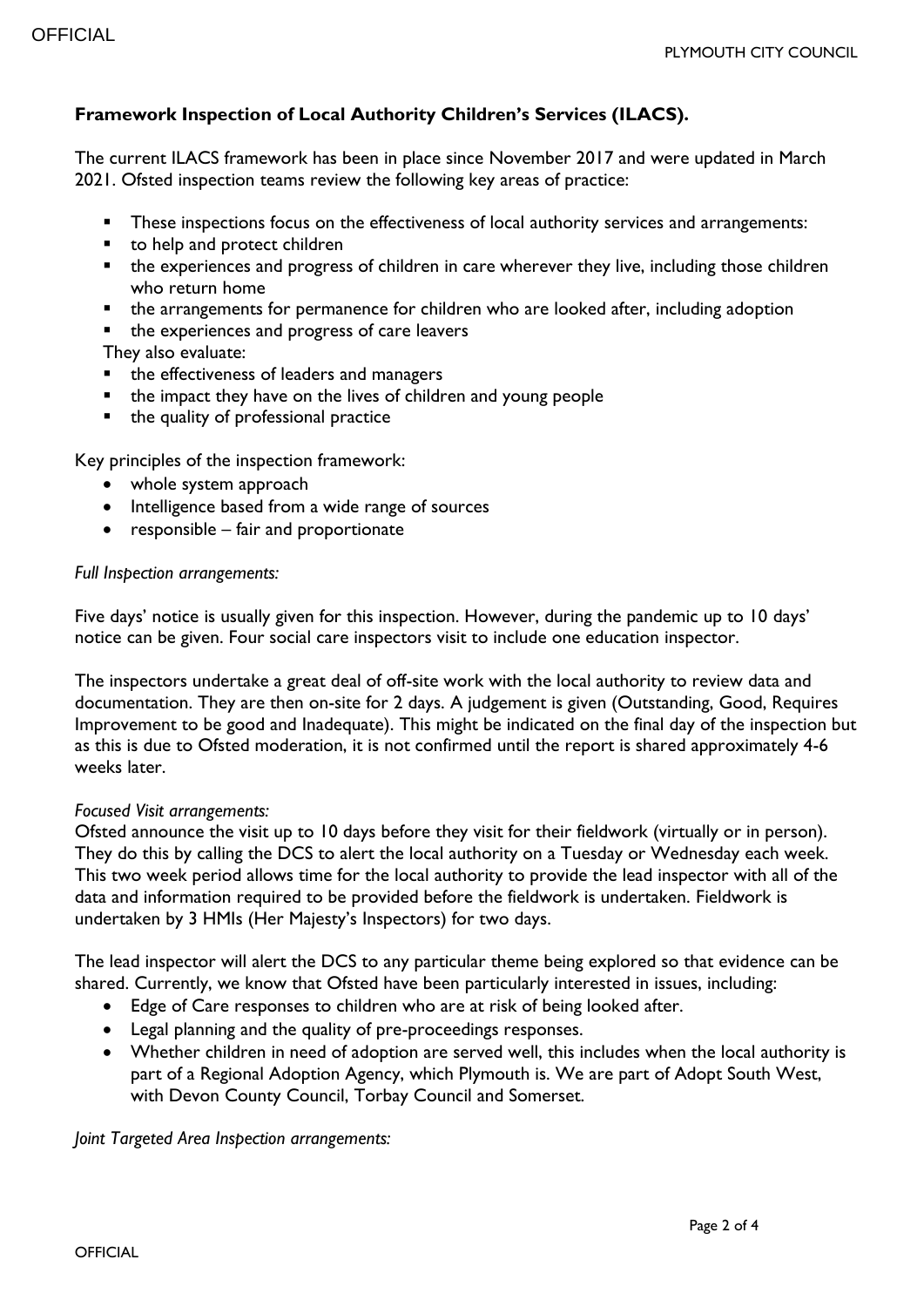## Framework Inspection of Local Authority Children's Services (ILACS).

The current ILACS framework has been in place since November 2017 and were updated in March 2021. Ofsted inspection teams review the following key areas of practice:

- These inspections focus on the effectiveness of local authority services and arrangements:
- to help and protect children
- the experiences and progress of children in care wherever they live, including those children who return home
- the arrangements for permanence for children who are looked after, including adoption
- the experiences and progress of care leavers

They also evaluate:

- the effectiveness of leaders and managers
- the impact they have on the lives of children and young people
- the quality of professional practice

Key principles of the inspection framework:

- whole system approach
- Intelligence based from a wide range of sources
- responsible – fair and proportionate

*Full Inspection arrangements:*

Five days' notice is usually given for this inspection. However, during the pandemic up to 10 days' notice can be given. Four social care inspectors visit to include one education inspector.

The inspectors undertake a great deal of off-site work with the local authority to review data and documentation. They are then on-site for 2 days. A judgement is given (Outstanding, Good, Requires Improvement to be good and Inadequate). This might be indicated on the final day of the inspection but as this is due to Ofsted moderation, it is not confirmed until the report is shared approximately 4-6 weeks later.

*Focused Visit arrangements:*

Ofsted announce the visit up to 10 days before they visit for their fieldwork (virtually or in person). They do this by calling the DCS to alert the local authority on a Tuesday or Wednesday each week. This two week period allows time for the local authority to provide the lead inspector with all of the data and information required to be provided before the fieldwork is undertaken. Fieldwork is undertaken by 3 HMIs (Her Majesty's Inspectors) for two days.

The lead inspector will alert the DCS to any particular theme being explored so that evidence can be shared. Currently, we know that Ofsted have been particularly interested in issues, including:

- Edge of Care responses to children who are at risk of being looked after.
- Legal planning and the quality of pre-proceedings responses.
- Whether children in need of adoption are served well, this includes when the local authority is part of a Regional Adoption Agency, which Plymouth is. We are part of Adopt South West, with Devon County Council, Torbay Council and Somerset.

*Joint Targeted Area Inspection arrangements:*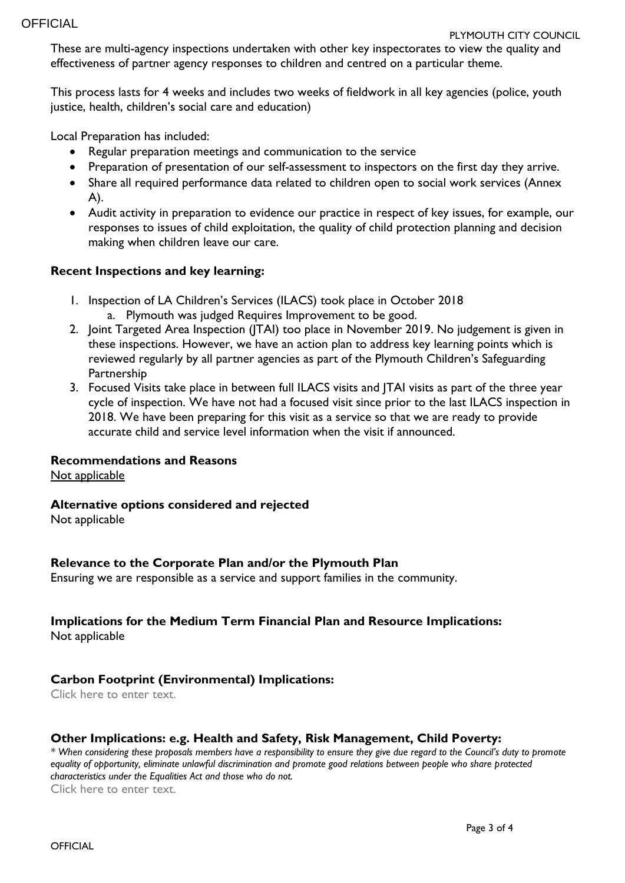These are multi-agency inspections undertaken with other key inspectorates to view the quality and effectiveness of partner agency responses to children and centred on a particular theme.

This process lasts for 4 weeks and includes two weeks of fieldwork in all key agencies (police, youth justice, health, children's social care and education)

Local Preparation has included:

- Regular preparation meetings and communication to the service
- Preparation of presentation of our self-assessment to inspectors on the first day they arrive.
- Share all required performance data related to children open to social work services (Annex A).
- Audit activity in preparation to evidence our practice in respect of key issues, for example, our responses to issues of child exploitation, the quality of child protection planning and decision making when children leave our care.

**Recent Inspections and key learning:**

1. Inspection of LA Children's Services (ILACS) took place in October 2018
   a. Plymouth was judged Requires Improvement to be good.
2. Joint Targeted Area Inspection (JTAI) too place in November 2019. No judgement is given in these inspections. However, we have an action plan to address key learning points which is reviewed regularly by all partner agencies as part of the Plymouth Children's Safeguarding Partnership
3. Focused Visits take place in between full ILACS visits and JTAI visits as part of the three year cycle of inspection. We have not had a focused visit since prior to the last ILACS inspection in 2018. We have been preparing for this visit as a service so that we are ready to provide accurate child and service level information when the visit if announced.

## Recommendations and Reasons

Not applicable

## Alternative options considered and rejected

Not applicable

## Relevance to the Corporate Plan and/or the Plymouth Plan

Ensuring we are responsible as a service and support families in the community.

## Implications for the Medium Term Financial Plan and Resource Implications:

Not applicable

## Carbon Footprint (Environmental) Implications:

Click here to enter text.

## Other Implications: e.g. Health and Safety, Risk Management, Child Poverty:

*\* When considering these proposals members have a responsibility to ensure they give due regard to the Council's duty to promote equality of opportunity, eliminate unlawful discrimination and promote good relations between people who share protected characteristics under the Equalities Act and those who do not.*

Click here to enter text.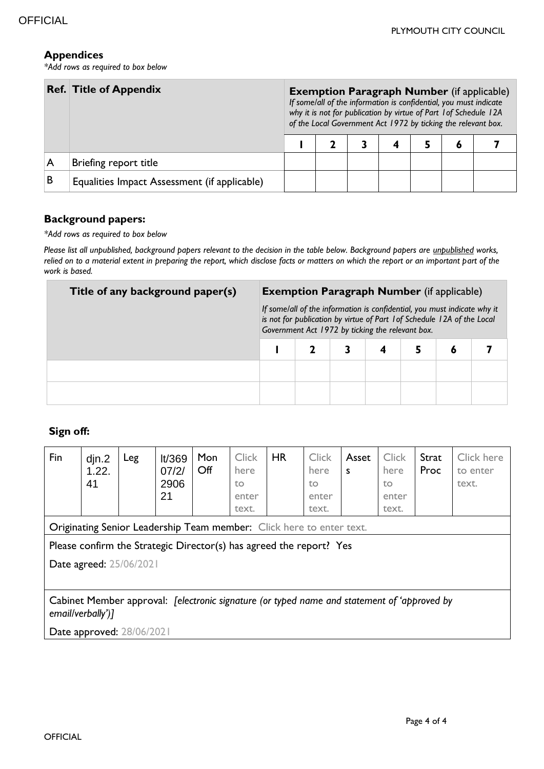### Appendices

*\*Add rows as required to box below*

| Ref. | Title of Appendix | **Exemption Paragraph Number** (if applicable) *If some/all of the information is confidential, you must indicate why it is not for publication by virtue of Part 1of Schedule 12A of the Local Government Act 1972 by ticking the relevant box.* | | | | | | |
|---|---|---|---|---|---|---|---|---|
| | | 1 | 2 | 3 | 4 | 5 | 6 | 7 |
| A | Briefing report title | | | | | | | |
| B | Equalities Impact Assessment (if applicable) | | | | | | | |

### Background papers:

*\*Add rows as required to box below*

*Please list all unpublished, background papers relevant to the decision in the table below. Background papers are unpublished works, relied on to a material extent in preparing the report, which disclose facts or matters on which the report or an important part of the work is based.*

| Title of any background paper(s) | **Exemption Paragraph Number** (if applicable) *If some/all of the information is confidential, you must indicate why it is not for publication by virtue of Part 1of Schedule 12A of the Local Government Act 1972 by ticking the relevant box.* | | | | | | |
|---|---|---|---|---|---|---|---|
| | 1 | 2 | 3 | 4 | 5 | 6 | 7 |
| | | | | | | | |
| | | | | | | | |

### Sign off:

| Fin | djn.21.22.41 | Leg | lt/36907/290621 | Mon Off | Click here to enter text. | HR | Click here to enter text. | Assets | Click here to enter text. | Strat Proc | Click here to enter text. |
|---|---|---|---|---|---|---|---|---|---|---|---|

Originating Senior Leadership Team member: Click here to enter text.

Please confirm the Strategic Director(s) has agreed the report? Yes

Date agreed: 25/06/2021

Cabinet Member approval: *[electronic signature (or typed name and statement of 'approved by email/verbally')]*

Date approved: 28/06/2021